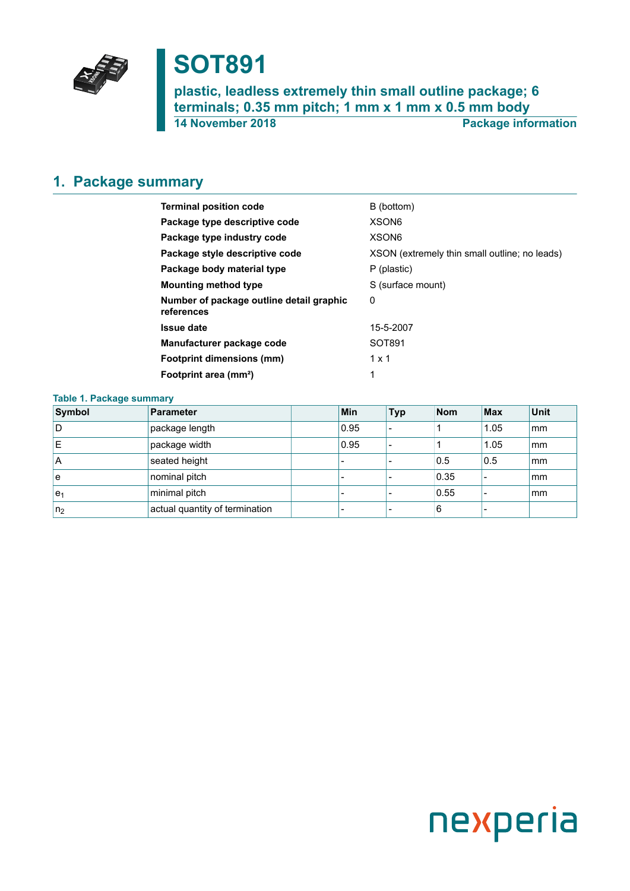# SOT891

**plastic, leadless extremely thin small outline package; 6 terminals; 0.35 mm pitch; 1 mm x 1 mm x 0.5 mm body**

**14 November 2018** — **Package information**

## 1. Package summary

| | |
|---|---|
| **Terminal position code** | B (bottom) |
| **Package type descriptive code** | XSON6 |
| **Package type industry code** | XSON6 |
| **Package style descriptive code** | XSON (extremely thin small outline; no leads) |
| **Package body material type** | P (plastic) |
| **Mounting method type** | S (surface mount) |
| **Number of package outline detail graphic references** | 0 |
| **Issue date** | 15-5-2007 |
| **Manufacturer package code** | SOT891 |
| **Footprint dimensions (mm)** | 1 x 1 |
| **Footprint area (mm²)** | 1 |

**Table 1. Package summary**

| Symbol | Parameter | | Min | Typ | Nom | Max | Unit |
|---|---|---|---|---|---|---|---|
| D | package length | | 0.95 | - | 1 | 1.05 | mm |
| E | package width | | 0.95 | - | 1 | 1.05 | mm |
| A | seated height | | - | - | 0.5 | 0.5 | mm |
| e | nominal pitch | | - | - | 0.35 | - | mm |
| $e_1$ | minimal pitch | | - | - | 0.55 | - | mm |
| $n_2$ | actual quantity of termination | | - | - | 6 | - | |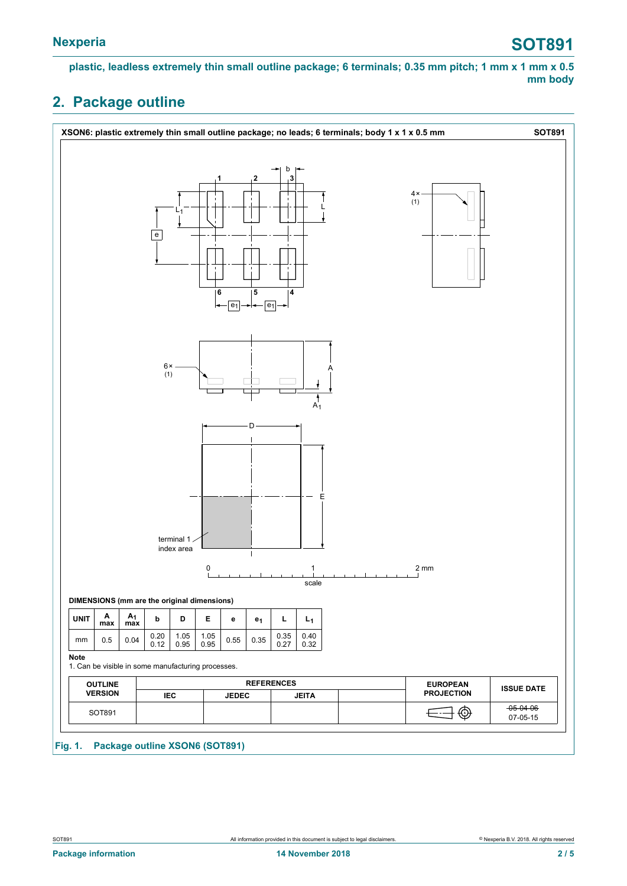plastic, leadless extremely thin small outline package; 6 terminals; 0.35 mm pitch; 1 mm x 1 mm x 0.5 mm body

## 2. Package outline

XSON6: plastic extremely thin small outline package; no leads; 6 terminals; body 1 x 1 x 0.5 mm — SOT891

**DIMENSIONS (mm are the original dimensions)**

| UNIT | A max | $A_1$ max | b | D | E | e | $e_1$ | L | $L_1$ |
|---|---|---|---|---|---|---|---|---|---|
| mm | 0.5 | 0.04 | 0.20<br>0.12 | 1.05<br>0.95 | 1.05<br>0.95 | 0.55 | 0.35 | 0.35<br>0.27 | 0.40<br>0.32 |

**Note**

1. Can be visible in some manufacturing processes.

| OUTLINE VERSION | REFERENCES | | | | EUROPEAN PROJECTION | ISSUE DATE |
|---|---|---|---|---|---|---|
| | IEC | JEDEC | JEITA | | | |
| SOT891 | | | | | | ~~05-04-06~~<br>07-05-15 |

**Fig. 1. Package outline XSON6 (SOT891)**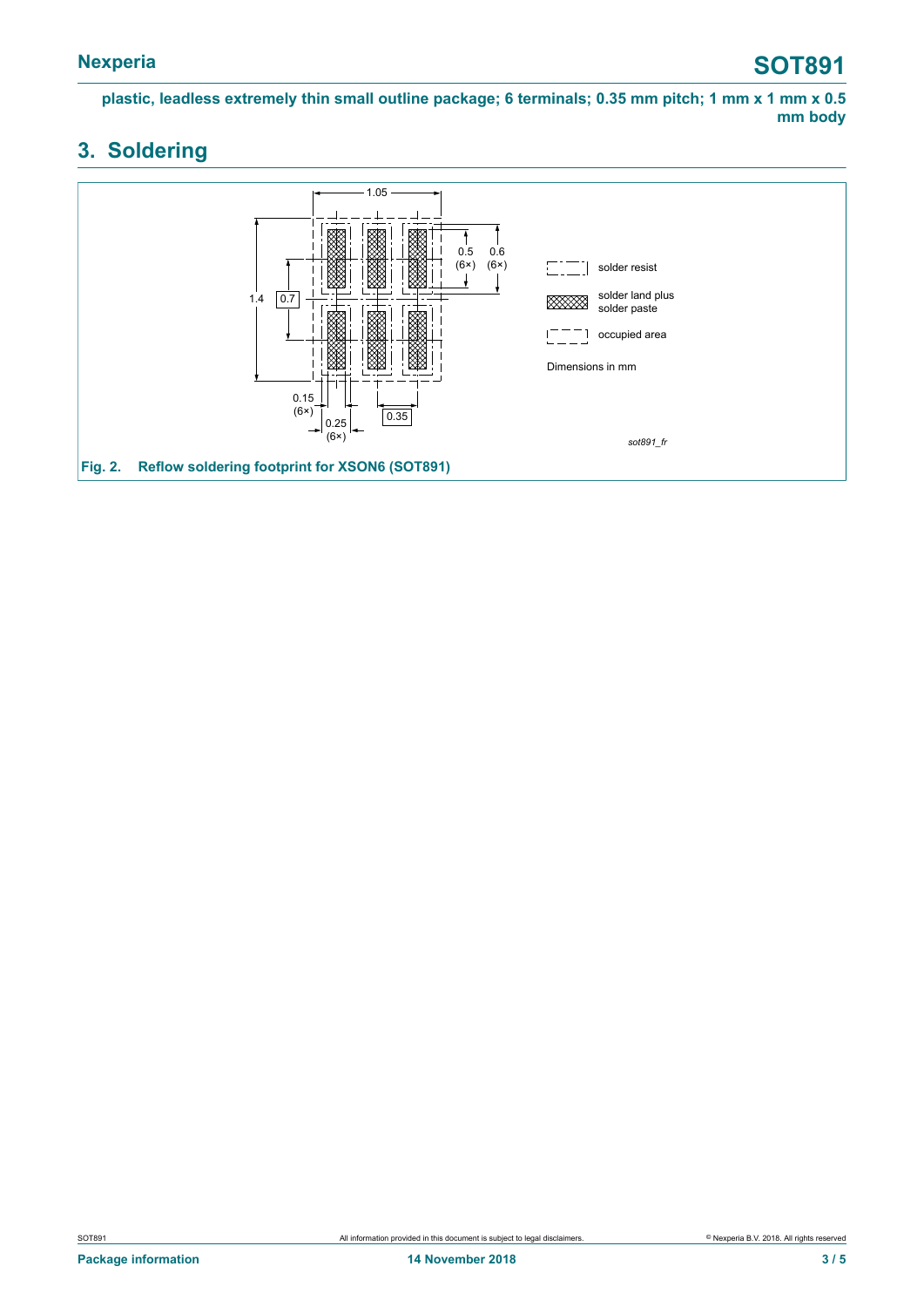## 3. Soldering

1.05

0.5 (6×)

0.6 (6×)

1.4

0.7

0.15 (6×)

0.25 (6×)

0.35

solder resist

solder land plus solder paste

occupied area

Dimensions in mm

*sot891_fr*

**Fig. 2. Reflow soldering footprint for XSON6 (SOT891)**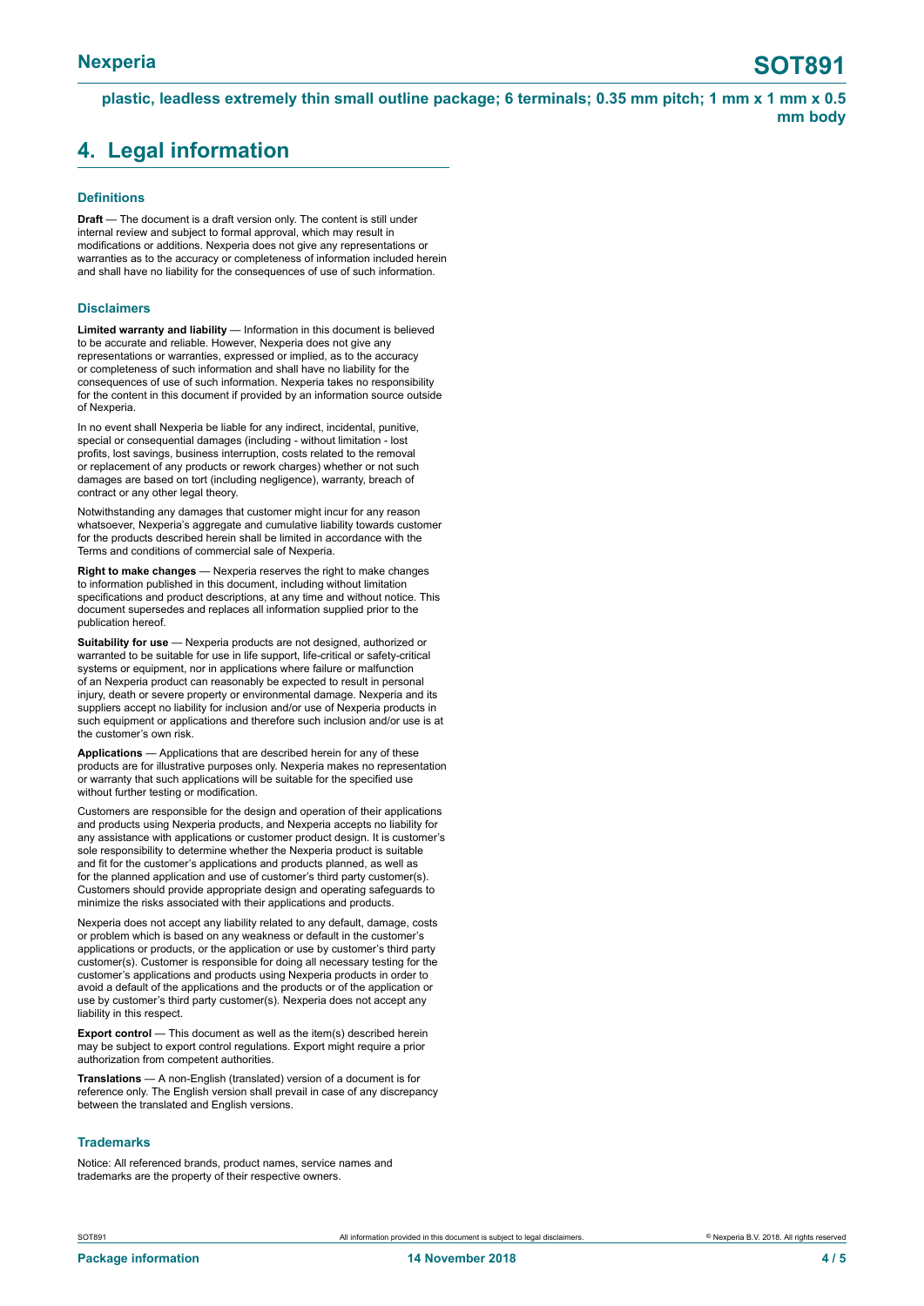# 4. Legal information

### Definitions

**Draft** — The document is a draft version only. The content is still under internal review and subject to formal approval, which may result in modifications or additions. Nexperia does not give any representations or warranties as to the accuracy or completeness of information included herein and shall have no liability for the consequences of use of such information.

### Disclaimers

**Limited warranty and liability** — Information in this document is believed to be accurate and reliable. However, Nexperia does not give any representations or warranties, expressed or implied, as to the accuracy or completeness of such information and shall have no liability for the consequences of use of such information. Nexperia takes no responsibility for the content in this document if provided by an information source outside of Nexperia.

In no event shall Nexperia be liable for any indirect, incidental, punitive, special or consequential damages (including - without limitation - lost profits, lost savings, business interruption, costs related to the removal or replacement of any products or rework charges) whether or not such damages are based on tort (including negligence), warranty, breach of contract or any other legal theory.

Notwithstanding any damages that customer might incur for any reason whatsoever, Nexperia's aggregate and cumulative liability towards customer for the products described herein shall be limited in accordance with the Terms and conditions of commercial sale of Nexperia.

**Right to make changes** — Nexperia reserves the right to make changes to information published in this document, including without limitation specifications and product descriptions, at any time and without notice. This document supersedes and replaces all information supplied prior to the publication hereof.

**Suitability for use** — Nexperia products are not designed, authorized or warranted to be suitable for use in life support, life-critical or safety-critical systems or equipment, nor in applications where failure or malfunction of an Nexperia product can reasonably be expected to result in personal injury, death or severe property or environmental damage. Nexperia and its suppliers accept no liability for inclusion and/or use of Nexperia products in such equipment or applications and therefore such inclusion and/or use is at the customer's own risk.

**Applications** — Applications that are described herein for any of these products are for illustrative purposes only. Nexperia makes no representation or warranty that such applications will be suitable for the specified use without further testing or modification.

Customers are responsible for the design and operation of their applications and products using Nexperia products, and Nexperia accepts no liability for any assistance with applications or customer product design. It is customer's sole responsibility to determine whether the Nexperia product is suitable and fit for the customer's applications and products planned, as well as for the planned application and use of customer's third party customer(s). Customers should provide appropriate design and operating safeguards to minimize the risks associated with their applications and products.

Nexperia does not accept any liability related to any default, damage, costs or problem which is based on any weakness or default in the customer's applications or products, or the application or use by customer's third party customer(s). Customer is responsible for doing all necessary testing for the customer's applications and products using Nexperia products in order to avoid a default of the applications and the products or of the application or use by customer's third party customer(s). Nexperia does not accept any liability in this respect.

**Export control** — This document as well as the item(s) described herein may be subject to export control regulations. Export might require a prior authorization from competent authorities.

**Translations** — A non-English (translated) version of a document is for reference only. The English version shall prevail in case of any discrepancy between the translated and English versions.

### Trademarks

Notice: All referenced brands, product names, service names and trademarks are the property of their respective owners.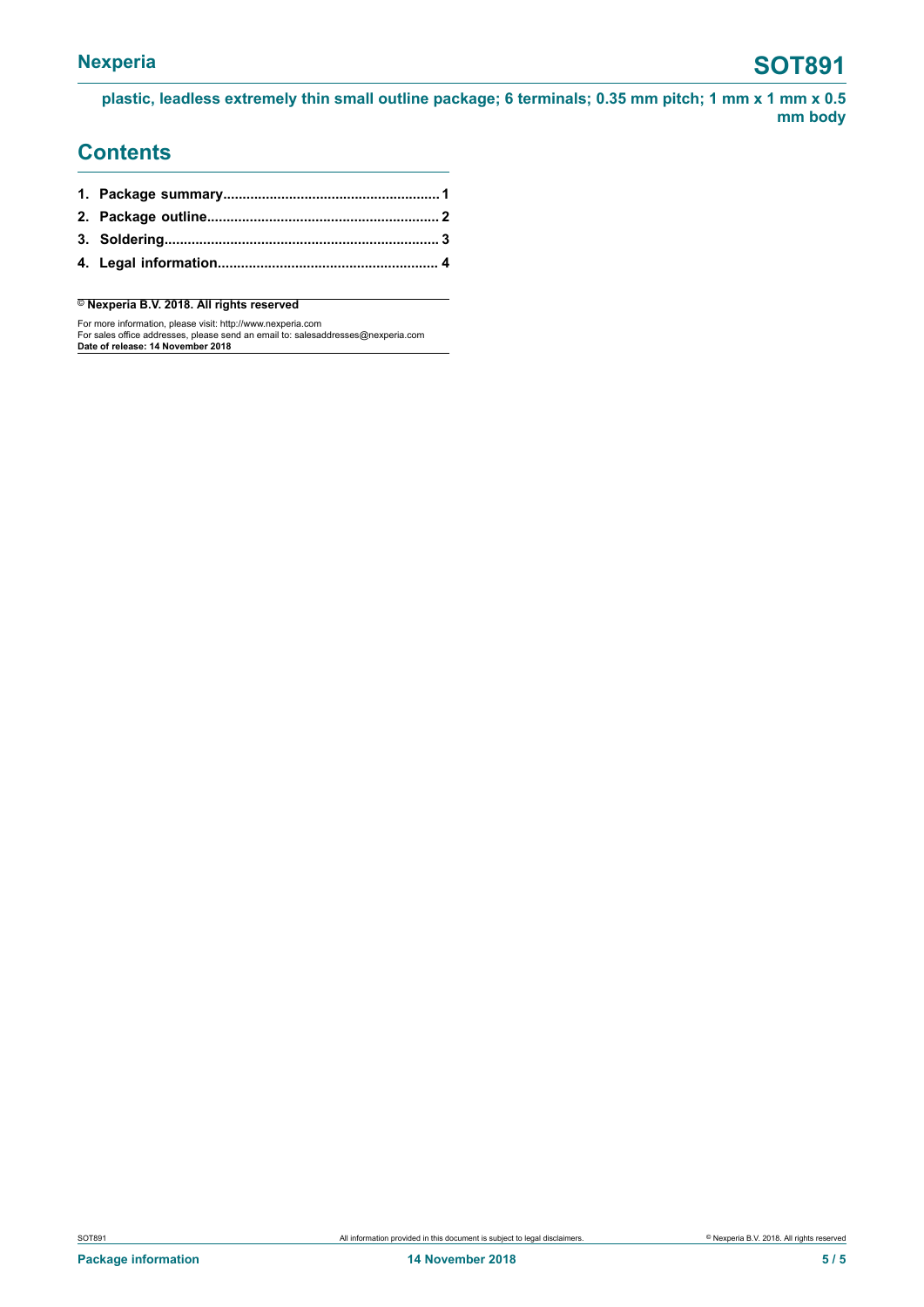## Contents

1. Package summary....................................................... 1
2. Package outline........................................................... 2
3. Soldering...................................................................... 3
4. Legal information........................................................ 4

**© Nexperia B.V. 2018. All rights reserved**

For more information, please visit: http://www.nexperia.com
For sales office addresses, please send an email to: salesaddresses@nexperia.com
**Date of release: 14 November 2018**